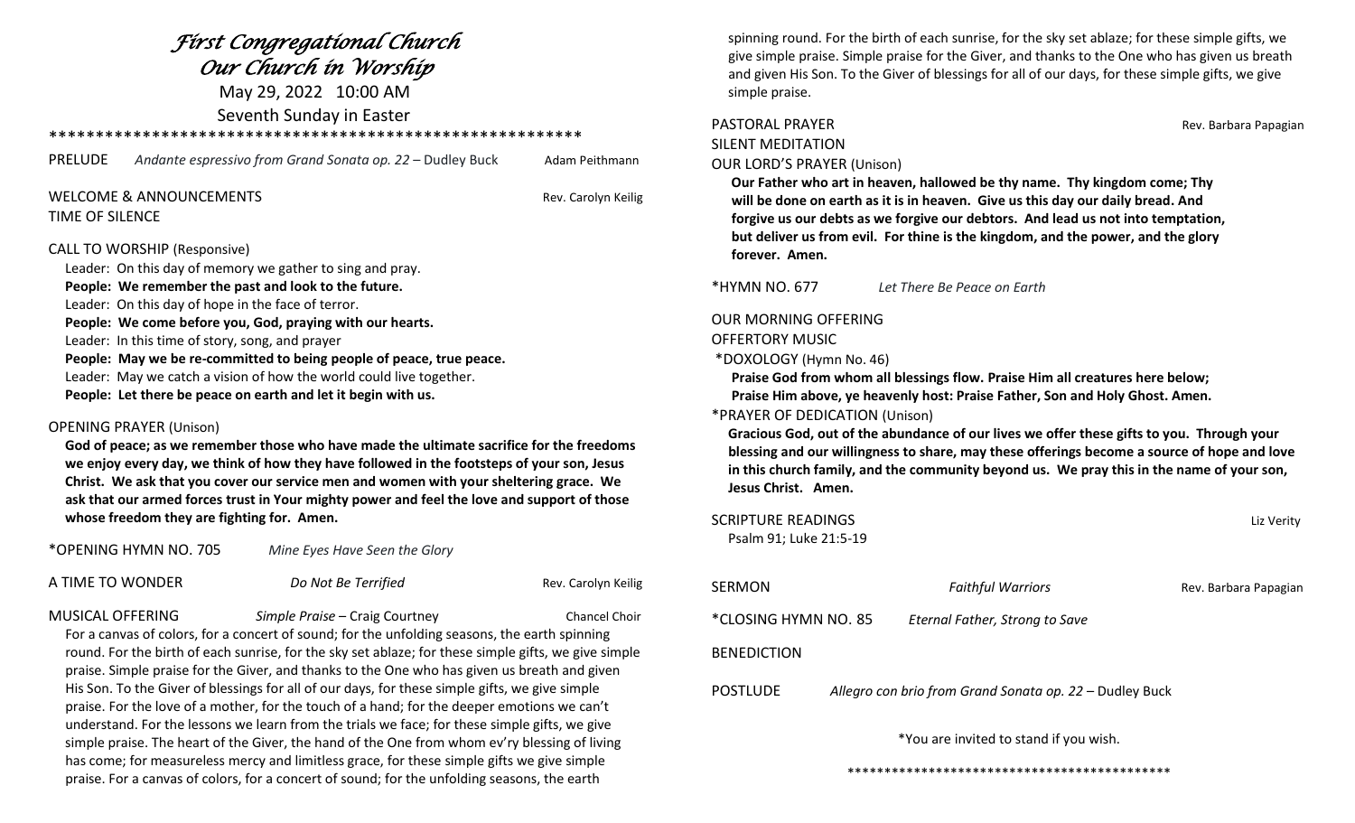# *First Congregational Church*
# *Our Church in Worship*

May 29, 2022 10:00 AM

Seventh Sunday in Easter

\*\*\*\*\*\*\*\*\*\*\*\*\*\*\*\*\*\*\*\*\*\*\*\*\*\*\*\*\*\*\*\*\*\*\*\*\*\*\*\*\*\*\*\*\*\*\*\*\*\*\*\*\*\*\*\*\*

PRELUDE *Andante espressivo from Grand Sonata op. 22* – Dudley Buck — Adam Peithmann

WELCOME & ANNOUNCEMENTS — Rev. Carolyn Keilig

TIME OF SILENCE

CALL TO WORSHIP (Responsive)

Leader: On this day of memory we gather to sing and pray.
**People: We remember the past and look to the future.**
Leader: On this day of hope in the face of terror.
**People: We come before you, God, praying with our hearts.**
Leader: In this time of story, song, and prayer
**People: May we be re-committed to being people of peace, true peace.**
Leader: May we catch a vision of how the world could live together.
**People: Let there be peace on earth and let it begin with us.**

OPENING PRAYER (Unison)

**God of peace; as we remember those who have made the ultimate sacrifice for the freedoms we enjoy every day, we think of how they have followed in the footsteps of your son, Jesus Christ. We ask that you cover our service men and women with your sheltering grace. We ask that our armed forces trust in Your mighty power and feel the love and support of those whose freedom they are fighting for. Amen.**

\*OPENING HYMN NO. 705 *Mine Eyes Have Seen the Glory*

A TIME TO WONDER *Do Not Be Terrified* — Rev. Carolyn Keilig

MUSICAL OFFERING *Simple Praise* – Craig Courtney — Chancel Choir

For a canvas of colors, for a concert of sound; for the unfolding seasons, the earth spinning round. For the birth of each sunrise, for the sky set ablaze; for these simple gifts, we give simple praise. Simple praise for the Giver, and thanks to the One who has given us breath and given His Son. To the Giver of blessings for all of our days, for these simple gifts, we give simple praise. For the love of a mother, for the touch of a hand; for the deeper emotions we can't understand. For the lessons we learn from the trials we face; for these simple gifts, we give simple praise. The heart of the Giver, the hand of the One from whom ev'ry blessing of living has come; for measureless mercy and limitless grace, for these simple gifts we give simple praise. For a canvas of colors, for a concert of sound; for the unfolding seasons, the earth spinning round. For the birth of each sunrise, for the sky set ablaze; for these simple gifts, we give simple praise. Simple praise for the Giver, and thanks to the One who has given us breath and given His Son. To the Giver of blessings for all of our days, for these simple gifts, we give simple praise.

PASTORAL PRAYER — Rev. Barbara Papagian

SILENT MEDITATION

OUR LORD'S PRAYER (Unison)

**Our Father who art in heaven, hallowed be thy name. Thy kingdom come; Thy will be done on earth as it is in heaven. Give us this day our daily bread. And forgive us our debts as we forgive our debtors. And lead us not into temptation, but deliver us from evil. For thine is the kingdom, and the power, and the glory forever. Amen.**

\*HYMN NO. 677 *Let There Be Peace on Earth*

OUR MORNING OFFERING

OFFERTORY MUSIC

\*DOXOLOGY (Hymn No. 46)

**Praise God from whom all blessings flow. Praise Him all creatures here below; Praise Him above, ye heavenly host: Praise Father, Son and Holy Ghost. Amen.**

\*PRAYER OF DEDICATION (Unison)

**Gracious God, out of the abundance of our lives we offer these gifts to you. Through your blessing and our willingness to share, may these offerings become a source of hope and love in this church family, and the community beyond us. We pray this in the name of your son, Jesus Christ. Amen.**

SCRIPTURE READINGS — Liz Verity

Psalm 91; Luke 21:5-19

SERMON *Faithful Warriors* — Rev. Barbara Papagian

\*CLOSING HYMN NO. 85 *Eternal Father, Strong to Save*

BENEDICTION

POSTLUDE *Allegro con brio from Grand Sonata op. 22* – Dudley Buck

\*You are invited to stand if you wish.

\*\*\*\*\*\*\*\*\*\*\*\*\*\*\*\*\*\*\*\*\*\*\*\*\*\*\*\*\*\*\*\*\*\*\*\*\*\*\*\*\*\*\*\*\*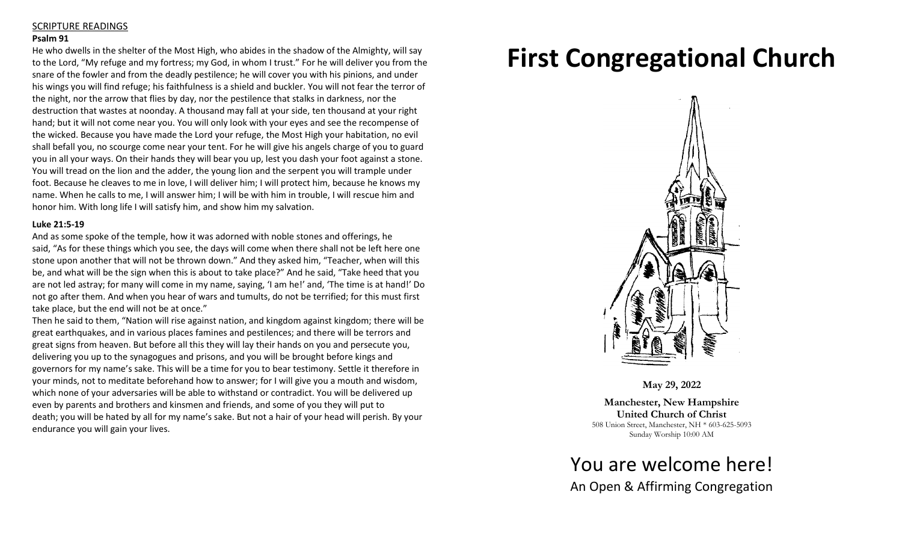## SCRIPTURE READINGS

**Psalm 91**

He who dwells in the shelter of the Most High, who abides in the shadow of the Almighty, will say to the Lord, "My refuge and my fortress; my God, in whom I trust." For he will deliver you from the snare of the fowler and from the deadly pestilence; he will cover you with his pinions, and under his wings you will find refuge; his faithfulness is a shield and buckler. You will not fear the terror of the night, nor the arrow that flies by day, nor the pestilence that stalks in darkness, nor the destruction that wastes at noonday. A thousand may fall at your side, ten thousand at your right hand; but it will not come near you. You will only look with your eyes and see the recompense of the wicked. Because you have made the Lord your refuge, the Most High your habitation, no evil shall befall you, no scourge come near your tent. For he will give his angels charge of you to guard you in all your ways. On their hands they will bear you up, lest you dash your foot against a stone. You will tread on the lion and the adder, the young lion and the serpent you will trample under foot. Because he cleaves to me in love, I will deliver him; I will protect him, because he knows my name. When he calls to me, I will answer him; I will be with him in trouble, I will rescue him and honor him. With long life I will satisfy him, and show him my salvation.

**Luke 21:5-19**

And as some spoke of the temple, how it was adorned with noble stones and offerings, he said, "As for these things which you see, the days will come when there shall not be left here one stone upon another that will not be thrown down." And they asked him, "Teacher, when will this be, and what will be the sign when this is about to take place?" And he said, "Take heed that you are not led astray; for many will come in my name, saying, 'I am he!' and, 'The time is at hand!' Do not go after them. And when you hear of wars and tumults, do not be terrified; for this must first take place, but the end will not be at once."

Then he said to them, "Nation will rise against nation, and kingdom against kingdom; there will be great earthquakes, and in various places famines and pestilences; and there will be terrors and great signs from heaven. But before all this they will lay their hands on you and persecute you, delivering you up to the synagogues and prisons, and you will be brought before kings and governors for my name's sake. This will be a time for you to bear testimony. Settle it therefore in your minds, not to meditate beforehand how to answer; for I will give you a mouth and wisdom, which none of your adversaries will be able to withstand or contradict. You will be delivered up even by parents and brothers and kinsmen and friends, and some of you they will put to death; you will be hated by all for my name's sake. But not a hair of your head will perish. By your endurance you will gain your lives.

# First Congregational Church

**May 29, 2022**

**Manchester, New Hampshire**
**United Church of Christ**
508 Union Street, Manchester, NH * 603-625-5093
Sunday Worship 10:00 AM

You are welcome here!

An Open & Affirming Congregation